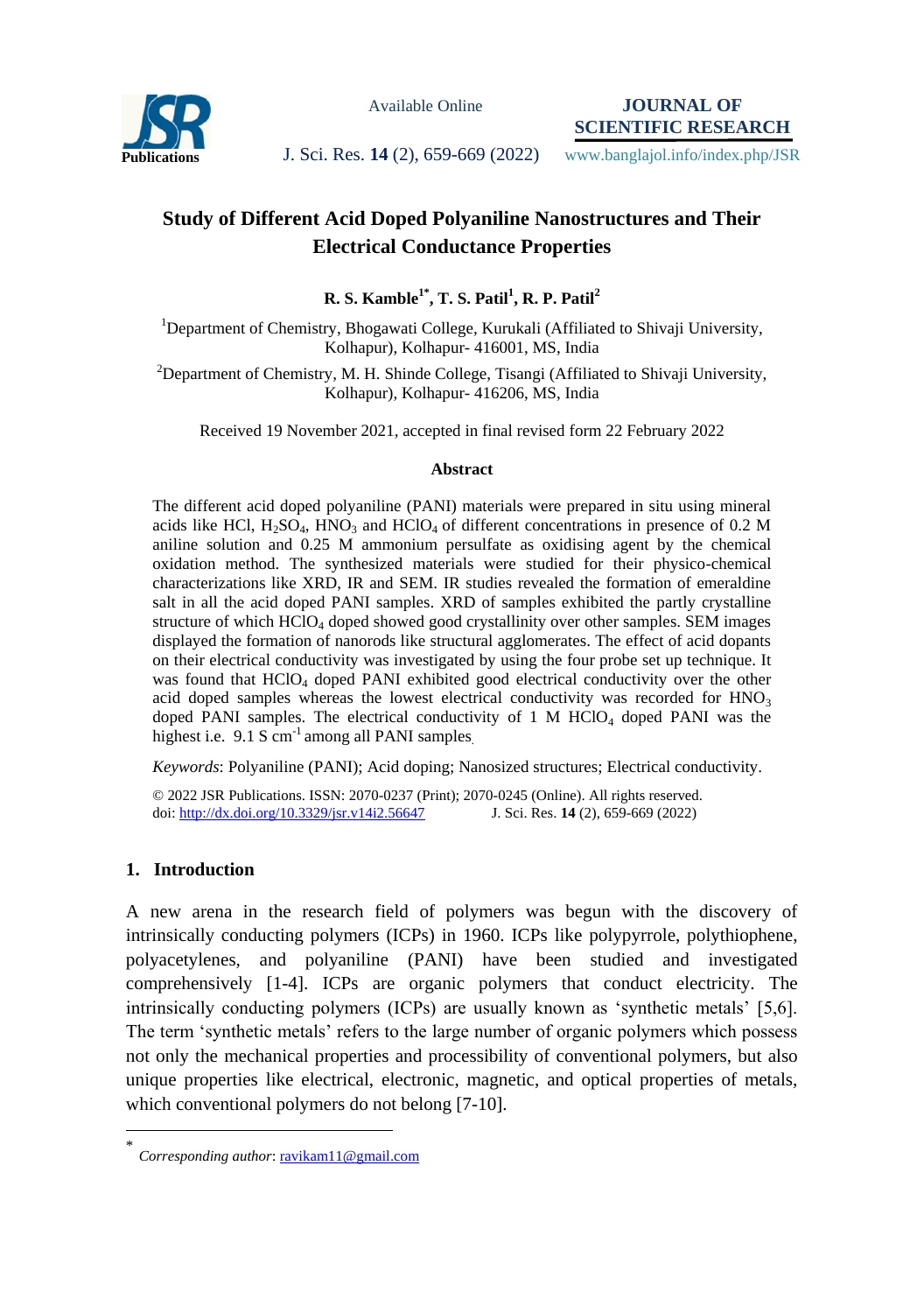# Study of Different Acid Doped Polyaniline Nanostructures and Their Electrical Conductance Properties

**R. S. Kamble[1*], T. S. Patil[1], R. P. Patil[2]**

[1]Department of Chemistry, Bhogawati College, Kurukali (Affiliated to Shivaji University, Kolhapur), Kolhapur- 416001, MS, India

[2]Department of Chemistry, M. H. Shinde College, Tisangi (Affiliated to Shivaji University, Kolhapur), Kolhapur- 416206, MS, India

Received 19 November 2021, accepted in final revised form 22 February 2022

### Abstract

The different acid doped polyaniline (PANI) materials were prepared in situ using mineral acids like HCl, $H_2SO_4$, $HNO_3$ and $HClO_4$ of different concentrations in presence of 0.2 M aniline solution and 0.25 M ammonium persulfate as oxidising agent by the chemical oxidation method. The synthesized materials were studied for their physico-chemical characterizations like XRD, IR and SEM. IR studies revealed the formation of emeraldine salt in all the acid doped PANI samples. XRD of samples exhibited the partly crystalline structure of which $HClO_4$ doped showed good crystallinity over other samples. SEM images displayed the formation of nanorods like structural agglomerates. The effect of acid dopants on their electrical conductivity was investigated by using the four probe set up technique. It was found that $HClO_4$ doped PANI exhibited good electrical conductivity over the other acid doped samples whereas the lowest electrical conductivity was recorded for $HNO_3$ doped PANI samples. The electrical conductivity of 1 M $HClO_4$ doped PANI was the highest i.e. 9.1 S $cm^{-1}$ among all PANI samples.

*Keywords*: Polyaniline (PANI); Acid doping; Nanosized structures; Electrical conductivity.

© 2022 JSR Publications. ISSN: 2070-0237 (Print); 2070-0245 (Online). All rights reserved.
doi: http://dx.doi.org/10.3329/jsr.v14i2.56647 J. Sci. Res. **14** (2), 659-669 (2022)

## 1. Introduction

A new arena in the research field of polymers was begun with the discovery of intrinsically conducting polymers (ICPs) in 1960. ICPs like polypyrrole, polythiophene, polyacetylenes, and polyaniline (PANI) have been studied and investigated comprehensively [1-4]. ICPs are organic polymers that conduct electricity. The intrinsically conducting polymers (ICPs) are usually known as 'synthetic metals' [5,6]. The term 'synthetic metals' refers to the large number of organic polymers which possess not only the mechanical properties and processibility of conventional polymers, but also unique properties like electrical, electronic, magnetic, and optical properties of metals, which conventional polymers do not belong [7-10].

* *Corresponding author*: ravikam11@gmail.com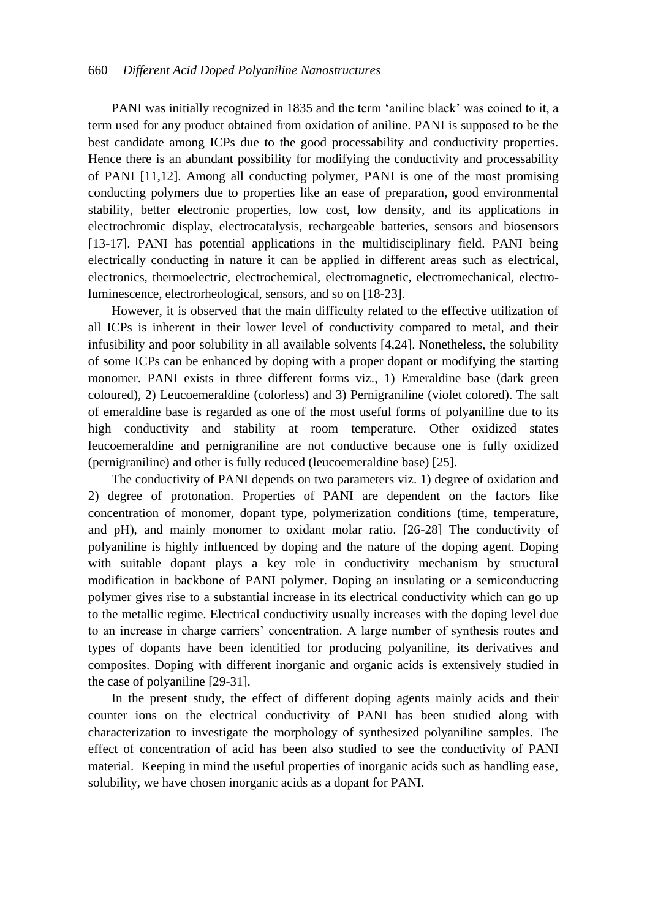PANI was initially recognized in 1835 and the term 'aniline black' was coined to it, a term used for any product obtained from oxidation of aniline. PANI is supposed to be the best candidate among ICPs due to the good processability and conductivity properties. Hence there is an abundant possibility for modifying the conductivity and processability of PANI [11,12]. Among all conducting polymer, PANI is one of the most promising conducting polymers due to properties like an ease of preparation, good environmental stability, better electronic properties, low cost, low density, and its applications in electrochromic display, electrocatalysis, rechargeable batteries, sensors and biosensors [13-17]. PANI has potential applications in the multidisciplinary field. PANI being electrically conducting in nature it can be applied in different areas such as electrical, electronics, thermoelectric, electrochemical, electromagnetic, electromechanical, electro-luminescence, electrorheological, sensors, and so on [18-23].

However, it is observed that the main difficulty related to the effective utilization of all ICPs is inherent in their lower level of conductivity compared to metal, and their infusibility and poor solubility in all available solvents [4,24]. Nonetheless, the solubility of some ICPs can be enhanced by doping with a proper dopant or modifying the starting monomer. PANI exists in three different forms viz., 1) Emeraldine base (dark green coloured), 2) Leucoemeraldine (colorless) and 3) Pernigraniline (violet colored). The salt of emeraldine base is regarded as one of the most useful forms of polyaniline due to its high conductivity and stability at room temperature. Other oxidized states leucoemeraldine and pernigraniline are not conductive because one is fully oxidized (pernigraniline) and other is fully reduced (leucoemeraldine base) [25].

The conductivity of PANI depends on two parameters viz. 1) degree of oxidation and 2) degree of protonation. Properties of PANI are dependent on the factors like concentration of monomer, dopant type, polymerization conditions (time, temperature, and pH), and mainly monomer to oxidant molar ratio. [26-28] The conductivity of polyaniline is highly influenced by doping and the nature of the doping agent. Doping with suitable dopant plays a key role in conductivity mechanism by structural modification in backbone of PANI polymer. Doping an insulating or a semiconducting polymer gives rise to a substantial increase in its electrical conductivity which can go up to the metallic regime. Electrical conductivity usually increases with the doping level due to an increase in charge carriers' concentration. A large number of synthesis routes and types of dopants have been identified for producing polyaniline, its derivatives and composites. Doping with different inorganic and organic acids is extensively studied in the case of polyaniline [29-31].

In the present study, the effect of different doping agents mainly acids and their counter ions on the electrical conductivity of PANI has been studied along with characterization to investigate the morphology of synthesized polyaniline samples. The effect of concentration of acid has been also studied to see the conductivity of PANI material. Keeping in mind the useful properties of inorganic acids such as handling ease, solubility, we have chosen inorganic acids as a dopant for PANI.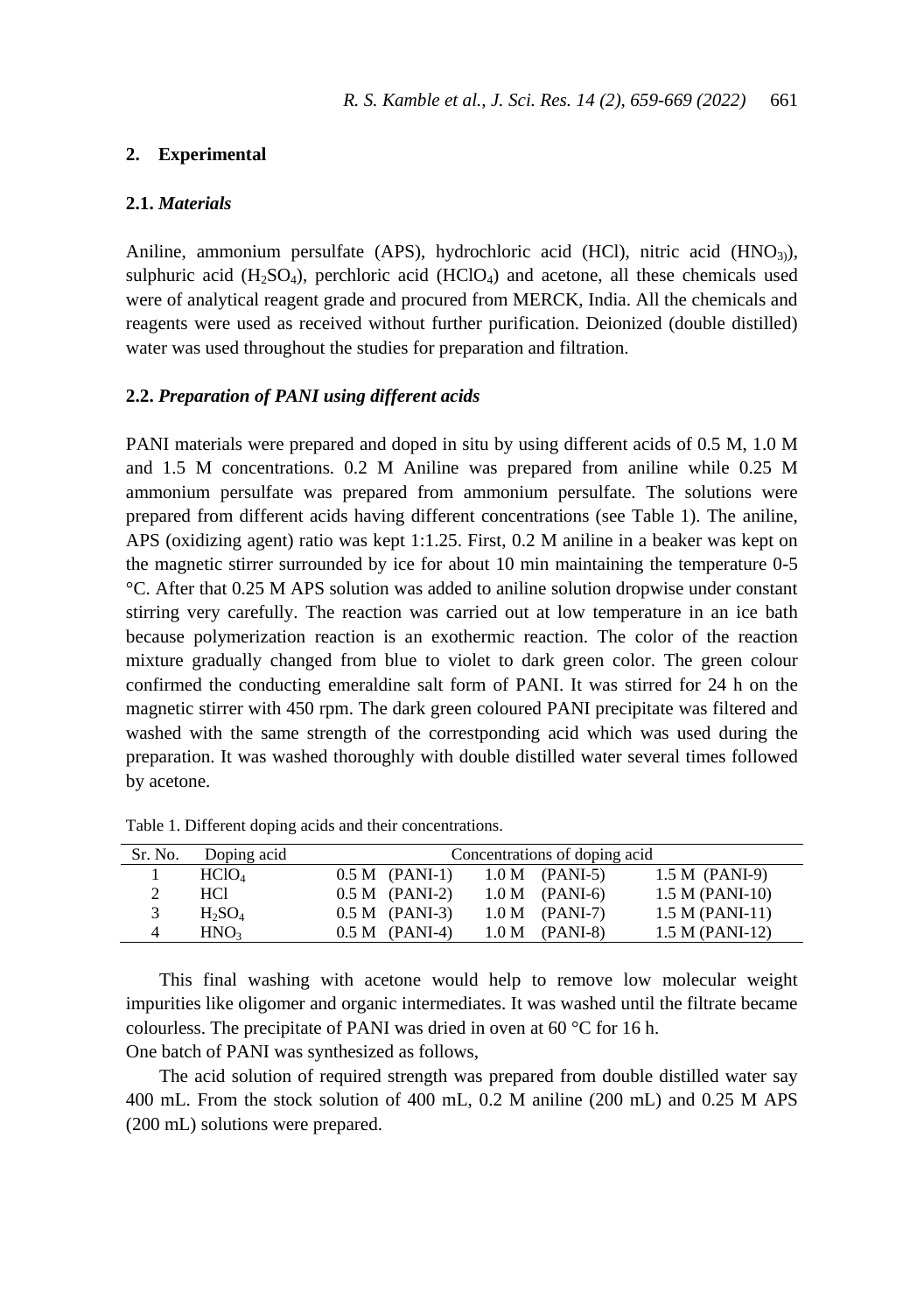## 2. Experimental

### 2.1. *Materials*

Aniline, ammonium persulfate (APS), hydrochloric acid (HCl), nitric acid ($HNO_3$)), sulphuric acid ($H_2SO_4$), perchloric acid ($HClO_4$) and acetone, all these chemicals used were of analytical reagent grade and procured from MERCK, India. All the chemicals and reagents were used as received without further purification. Deionized (double distilled) water was used throughout the studies for preparation and filtration.

### 2.2. *Preparation of PANI using different acids*

PANI materials were prepared and doped in situ by using different acids of 0.5 M, 1.0 M and 1.5 M concentrations. 0.2 M Aniline was prepared from aniline while 0.25 M ammonium persulfate was prepared from ammonium persulfate. The solutions were prepared from different acids having different concentrations (see Table 1). The aniline, APS (oxidizing agent) ratio was kept 1:1.25. First, 0.2 M aniline in a beaker was kept on the magnetic stirrer surrounded by ice for about 10 min maintaining the temperature 0-5 °C. After that 0.25 M APS solution was added to aniline solution dropwise under constant stirring very carefully. The reaction was carried out at low temperature in an ice bath because polymerization reaction is an exothermic reaction. The color of the reaction mixture gradually changed from blue to violet to dark green color. The green colour confirmed the conducting emeraldine salt form of PANI. It was stirred for 24 h on the magnetic stirrer with 450 rpm. The dark green coloured PANI precipitate was filtered and washed with the same strength of the correstponding acid which was used during the preparation. It was washed thoroughly with double distilled water several times followed by acetone.

Table 1. Different doping acids and their concentrations.

| Sr. No. | Doping acid | Concentrations of doping acid | | |
|---|---|---|---|---|
| 1 | $HClO_4$ | 0.5 M (PANI-1) | 1.0 M (PANI-5) | 1.5 M (PANI-9) |
| 2 | HCl | 0.5 M (PANI-2) | 1.0 M (PANI-6) | 1.5 M (PANI-10) |
| 3 | $H_2SO_4$ | 0.5 M (PANI-3) | 1.0 M (PANI-7) | 1.5 M (PANI-11) |
| 4 | $HNO_3$ | 0.5 M (PANI-4) | 1.0 M (PANI-8) | 1.5 M (PANI-12) |

This final washing with acetone would help to remove low molecular weight impurities like oligomer and organic intermediates. It was washed until the filtrate became colourless. The precipitate of PANI was dried in oven at 60 °C for 16 h.

One batch of PANI was synthesized as follows,

The acid solution of required strength was prepared from double distilled water say 400 mL. From the stock solution of 400 mL, 0.2 M aniline (200 mL) and 0.25 M APS (200 mL) solutions were prepared.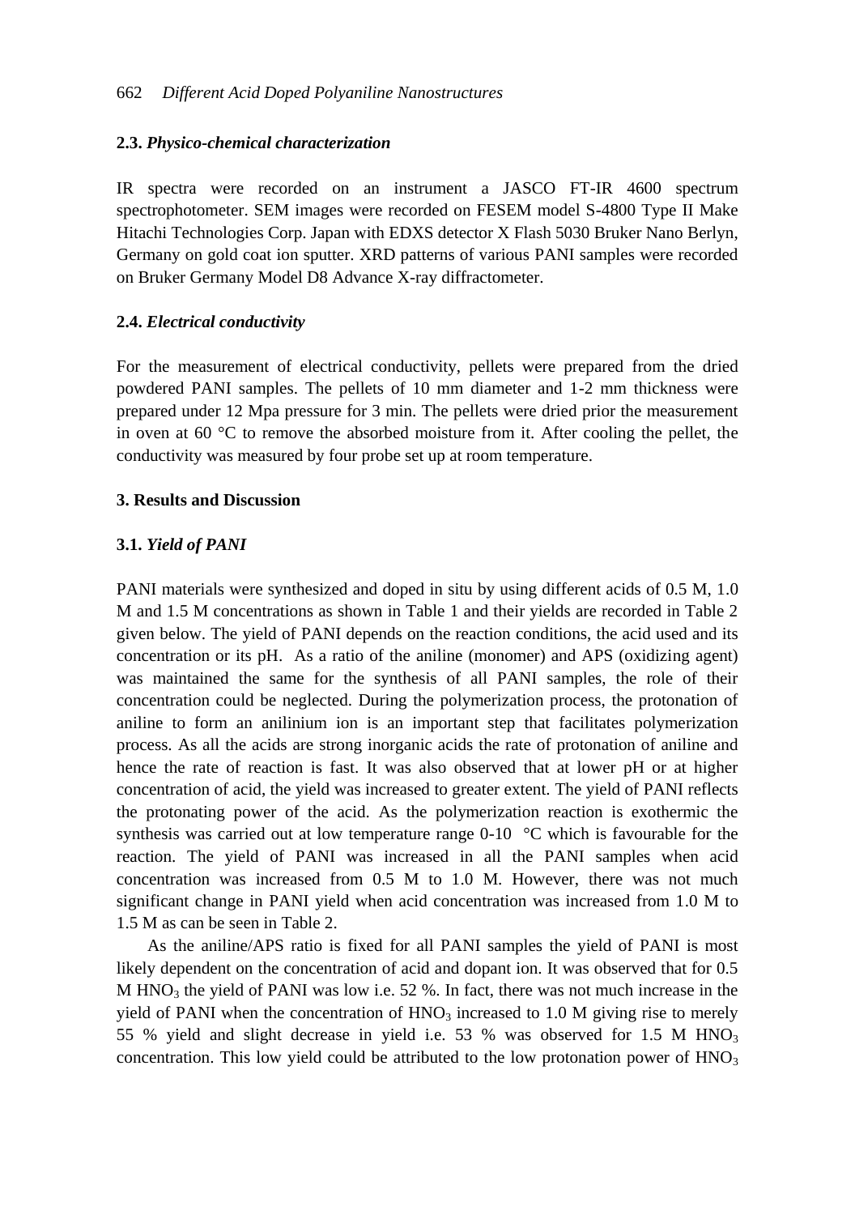### 2.3. *Physico-chemical characterization*

IR spectra were recorded on an instrument a JASCO FT-IR 4600 spectrum spectrophotometer. SEM images were recorded on FESEM model S-4800 Type II Make Hitachi Technologies Corp. Japan with EDXS detector X Flash 5030 Bruker Nano Berlyn, Germany on gold coat ion sputter. XRD patterns of various PANI samples were recorded on Bruker Germany Model D8 Advance X-ray diffractometer.

### 2.4. *Electrical conductivity*

For the measurement of electrical conductivity, pellets were prepared from the dried powdered PANI samples. The pellets of 10 mm diameter and 1-2 mm thickness were prepared under 12 Mpa pressure for 3 min. The pellets were dried prior the measurement in oven at 60 °C to remove the absorbed moisture from it. After cooling the pellet, the conductivity was measured by four probe set up at room temperature.

## 3. Results and Discussion

### 3.1. *Yield of PANI*

PANI materials were synthesized and doped in situ by using different acids of 0.5 M, 1.0 M and 1.5 M concentrations as shown in Table 1 and their yields are recorded in Table 2 given below. The yield of PANI depends on the reaction conditions, the acid used and its concentration or its pH. As a ratio of the aniline (monomer) and APS (oxidizing agent) was maintained the same for the synthesis of all PANI samples, the role of their concentration could be neglected. During the polymerization process, the protonation of aniline to form an anilinium ion is an important step that facilitates polymerization process. As all the acids are strong inorganic acids the rate of protonation of aniline and hence the rate of reaction is fast. It was also observed that at lower pH or at higher concentration of acid, the yield was increased to greater extent. The yield of PANI reflects the protonating power of the acid. As the polymerization reaction is exothermic the synthesis was carried out at low temperature range 0-10 °C which is favourable for the reaction. The yield of PANI was increased in all the PANI samples when acid concentration was increased from 0.5 M to 1.0 M. However, there was not much significant change in PANI yield when acid concentration was increased from 1.0 M to 1.5 M as can be seen in Table 2.

As the aniline/APS ratio is fixed for all PANI samples the yield of PANI is most likely dependent on the concentration of acid and dopant ion. It was observed that for 0.5 M $HNO_3$ the yield of PANI was low i.e. 52 %. In fact, there was not much increase in the yield of PANI when the concentration of $HNO_3$ increased to 1.0 M giving rise to merely 55 % yield and slight decrease in yield i.e. 53 % was observed for 1.5 M $HNO_3$ concentration. This low yield could be attributed to the low protonation power of $HNO_3$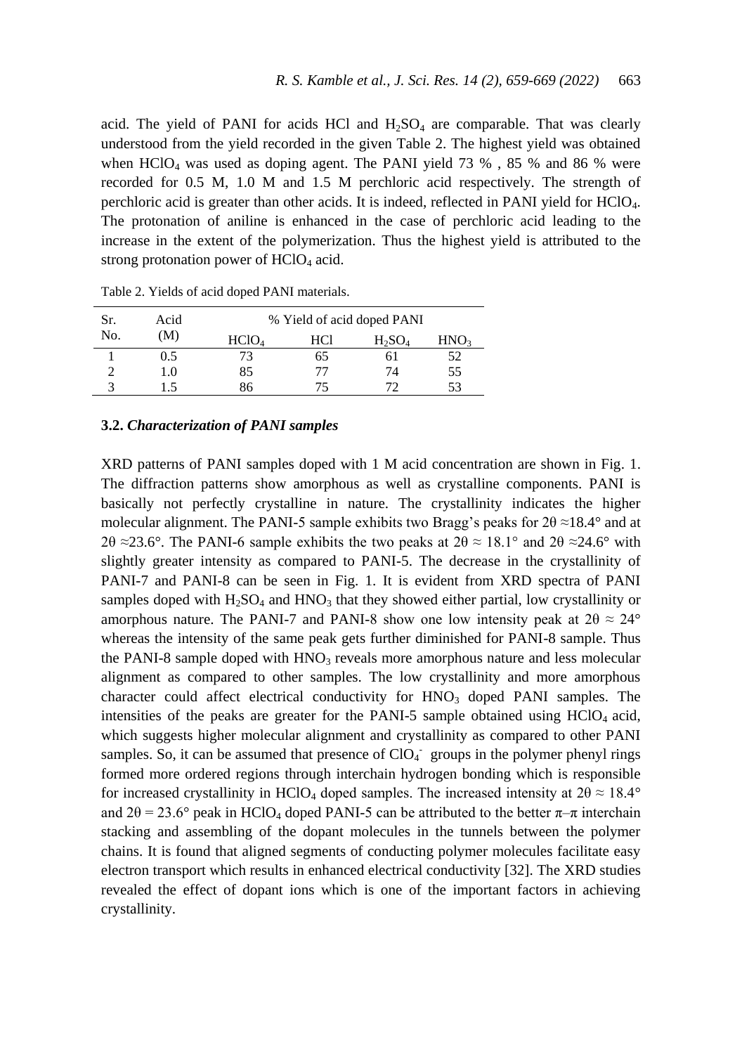acid. The yield of PANI for acids HCl and $H_2SO_4$ are comparable. That was clearly understood from the yield recorded in the given Table 2. The highest yield was obtained when $HClO_4$ was used as doping agent. The PANI yield 73 % , 85 % and 86 % were recorded for 0.5 M, 1.0 M and 1.5 M perchloric acid respectively. The strength of perchloric acid is greater than other acids. It is indeed, reflected in PANI yield for $HClO_4$. The protonation of aniline is enhanced in the case of perchloric acid leading to the increase in the extent of the polymerization. Thus the highest yield is attributed to the strong protonation power of $HClO_4$ acid.

Table 2. Yields of acid doped PANI materials.

| Sr. No. | Acid (M) | % Yield of acid doped PANI | | | |
|---|---|---|---|---|---|
| | | $HClO_4$ | HCl | $H_2SO_4$ | $HNO_3$ |
| 1 | 0.5 | 73 | 65 | 61 | 52 |
| 2 | 1.0 | 85 | 77 | 74 | 55 |
| 3 | 1.5 | 86 | 75 | 72 | 53 |

### 3.2. *Characterization of PANI samples*

XRD patterns of PANI samples doped with 1 M acid concentration are shown in Fig. 1. The diffraction patterns show amorphous as well as crystalline components. PANI is basically not perfectly crystalline in nature. The crystallinity indicates the higher molecular alignment. The PANI-5 sample exhibits two Bragg's peaks for $2\theta \approx 18.4°$ and at $2\theta \approx 23.6°$. The PANI-6 sample exhibits the two peaks at $2\theta \approx 18.1°$ and $2\theta \approx 24.6°$ with slightly greater intensity as compared to PANI-5. The decrease in the crystallinity of PANI-7 and PANI-8 can be seen in Fig. 1. It is evident from XRD spectra of PANI samples doped with $H_2SO_4$ and $HNO_3$ that they showed either partial, low crystallinity or amorphous nature. The PANI-7 and PANI-8 show one low intensity peak at $2\theta \approx 24°$ whereas the intensity of the same peak gets further diminished for PANI-8 sample. Thus the PANI-8 sample doped with $HNO_3$ reveals more amorphous nature and less molecular alignment as compared to other samples. The low crystallinity and more amorphous character could affect electrical conductivity for $HNO_3$ doped PANI samples. The intensities of the peaks are greater for the PANI-5 sample obtained using $HClO_4$ acid, which suggests higher molecular alignment and crystallinity as compared to other PANI samples. So, it can be assumed that presence of $ClO_4^-$ groups in the polymer phenyl rings formed more ordered regions through interchain hydrogen bonding which is responsible for increased crystallinity in $HClO_4$ doped samples. The increased intensity at $2\theta \approx 18.4°$ and $2\theta = 23.6°$ peak in $HClO_4$ doped PANI-5 can be attributed to the better $\pi$–$\pi$ interchain stacking and assembling of the dopant molecules in the tunnels between the polymer chains. It is found that aligned segments of conducting polymer molecules facilitate easy electron transport which results in enhanced electrical conductivity [32]. The XRD studies revealed the effect of dopant ions which is one of the important factors in achieving crystallinity.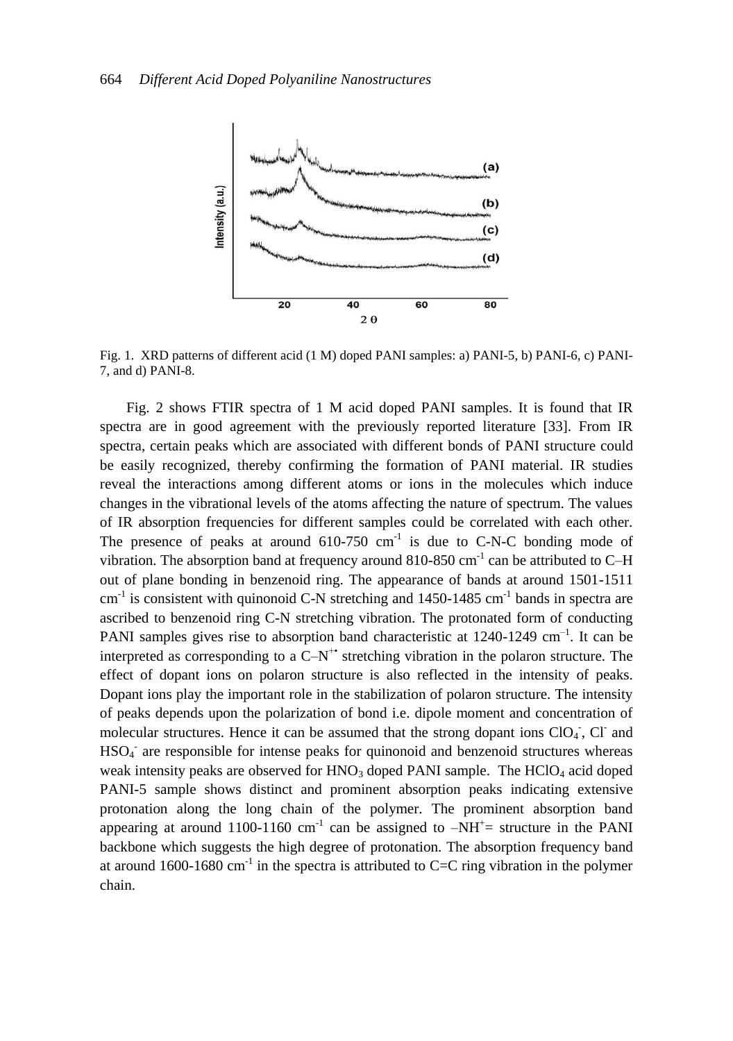Fig. 1. XRD patterns of different acid (1 M) doped PANI samples: a) PANI-5, b) PANI-6, c) PANI-7, and d) PANI-8.

Fig. 2 shows FTIR spectra of 1 M acid doped PANI samples. It is found that IR spectra are in good agreement with the previously reported literature [33]. From IR spectra, certain peaks which are associated with different bonds of PANI structure could be easily recognized, thereby confirming the formation of PANI material. IR studies reveal the interactions among different atoms or ions in the molecules which induce changes in the vibrational levels of the atoms affecting the nature of spectrum. The values of IR absorption frequencies for different samples could be correlated with each other. The presence of peaks at around 610-750 $cm^{-1}$ is due to C-N-C bonding mode of vibration. The absorption band at frequency around 810-850 $cm^{-1}$ can be attributed to C–H out of plane bonding in benzenoid ring. The appearance of bands at around 1501-1511 $cm^{-1}$ is consistent with quinonoid C-N stretching and 1450-1485 $cm^{-1}$ bands in spectra are ascribed to benzenoid ring C-N stretching vibration. The protonated form of conducting PANI samples gives rise to absorption band characteristic at 1240-1249 $cm^{-1}$. It can be interpreted as corresponding to a $C–N^{+\bullet}$ stretching vibration in the polaron structure. The effect of dopant ions on polaron structure is also reflected in the intensity of peaks. Dopant ions play the important role in the stabilization of polaron structure. The intensity of peaks depends upon the polarization of bond i.e. dipole moment and concentration of molecular structures. Hence it can be assumed that the strong dopant ions $ClO_4^-$, $Cl^-$ and $HSO_4^-$ are responsible for intense peaks for quinonoid and benzenoid structures whereas weak intensity peaks are observed for $HNO_3$ doped PANI sample. The $HClO_4$ acid doped PANI-5 sample shows distinct and prominent absorption peaks indicating extensive protonation along the long chain of the polymer. The prominent absorption band appearing at around 1100-1160 $cm^{-1}$ can be assigned to $–NH^+=$ structure in the PANI backbone which suggests the high degree of protonation. The absorption frequency band at around 1600-1680 $cm^{-1}$ in the spectra is attributed to C=C ring vibration in the polymer chain.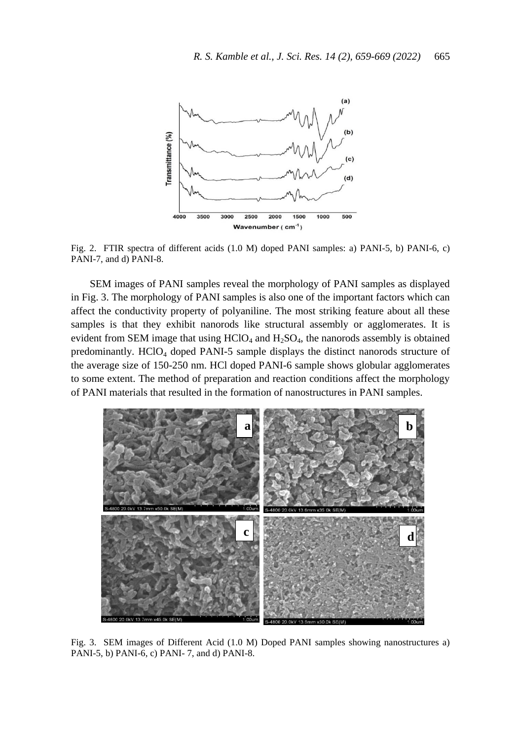Fig. 2. FTIR spectra of different acids (1.0 M) doped PANI samples: a) PANI-5, b) PANI-6, c) PANI-7, and d) PANI-8.

SEM images of PANI samples reveal the morphology of PANI samples as displayed in Fig. 3. The morphology of PANI samples is also one of the important factors which can affect the conductivity property of polyaniline. The most striking feature about all these samples is that they exhibit nanorods like structural assembly or agglomerates. It is evident from SEM image that using $HClO_4$ and $H_2SO_4$, the nanorods assembly is obtained predominantly. $HClO_4$ doped PANI-5 sample displays the distinct nanorods structure of the average size of 150-250 nm. HCl doped PANI-6 sample shows globular agglomerates to some extent. The method of preparation and reaction conditions affect the morphology of PANI materials that resulted in the formation of nanostructures in PANI samples.

Fig. 3. SEM images of Different Acid (1.0 M) Doped PANI samples showing nanostructures a) PANI-5, b) PANI-6, c) PANI- 7, and d) PANI-8.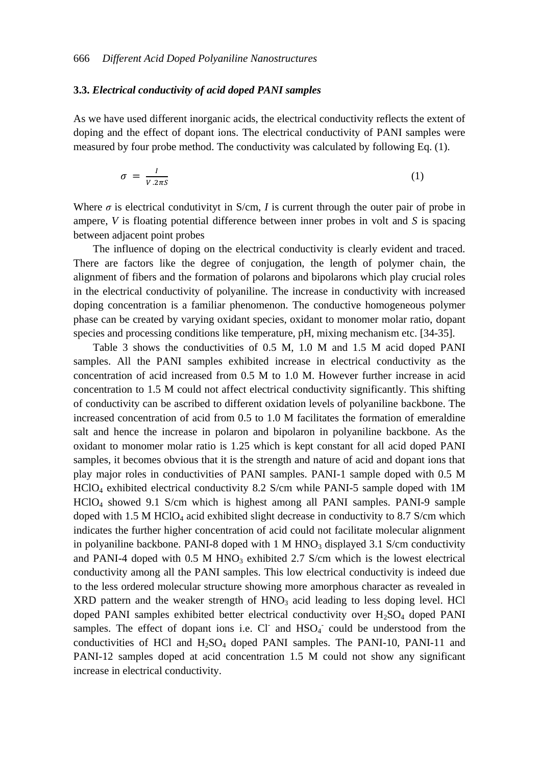### 3.3. *Electrical conductivity of acid doped PANI samples*

As we have used different inorganic acids, the electrical conductivity reflects the extent of doping and the effect of dopant ions. The electrical conductivity of PANI samples were measured by four probe method. The conductivity was calculated by following Eq. (1).

$$\sigma = \frac{I}{V \cdot 2\pi S} \tag{1}$$

Where $\sigma$ is electrical condutivityt in S/cm, $I$ is current through the outer pair of probe in ampere, $V$ is floating potential difference between inner probes in volt and $S$ is spacing between adjacent point probes

The influence of doping on the electrical conductivity is clearly evident and traced. There are factors like the degree of conjugation, the length of polymer chain, the alignment of fibers and the formation of polarons and bipolarons which play crucial roles in the electrical conductivity of polyaniline. The increase in conductivity with increased doping concentration is a familiar phenomenon. The conductive homogeneous polymer phase can be created by varying oxidant species, oxidant to monomer molar ratio, dopant species and processing conditions like temperature, pH, mixing mechanism etc. [34-35].

Table 3 shows the conductivities of 0.5 M, 1.0 M and 1.5 M acid doped PANI samples. All the PANI samples exhibited increase in electrical conductivity as the concentration of acid increased from 0.5 M to 1.0 M. However further increase in acid concentration to 1.5 M could not affect electrical conductivity significantly. This shifting of conductivity can be ascribed to different oxidation levels of polyaniline backbone. The increased concentration of acid from 0.5 to 1.0 M facilitates the formation of emeraldine salt and hence the increase in polaron and bipolaron in polyaniline backbone. As the oxidant to monomer molar ratio is 1.25 which is kept constant for all acid doped PANI samples, it becomes obvious that it is the strength and nature of acid and dopant ions that play major roles in conductivities of PANI samples. PANI-1 sample doped with 0.5 M $HClO_4$ exhibited electrical conductivity 8.2 S/cm while PANI-5 sample doped with 1M $HClO_4$ showed 9.1 S/cm which is highest among all PANI samples. PANI-9 sample doped with 1.5 M $HClO_4$ acid exhibited slight decrease in conductivity to 8.7 S/cm which indicates the further higher concentration of acid could not facilitate molecular alignment in polyaniline backbone. PANI-8 doped with 1 M $HNO_3$ displayed 3.1 S/cm conductivity and PANI-4 doped with 0.5 M $HNO_3$ exhibited 2.7 S/cm which is the lowest electrical conductivity among all the PANI samples. This low electrical conductivity is indeed due to the less ordered molecular structure showing more amorphous character as revealed in XRD pattern and the weaker strength of $HNO_3$ acid leading to less doping level. HCl doped PANI samples exhibited better electrical conductivity over $H_2SO_4$ doped PANI samples. The effect of dopant ions i.e. $Cl^-$ and $HSO_4^-$ could be understood from the conductivities of HCl and $H_2SO_4$ doped PANI samples. The PANI-10, PANI-11 and PANI-12 samples doped at acid concentration 1.5 M could not show any significant increase in electrical conductivity.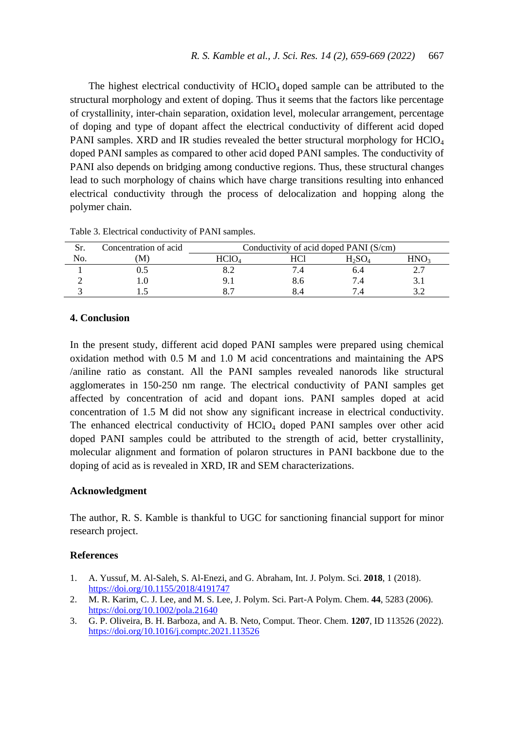The highest electrical conductivity of $HClO_4$ doped sample can be attributed to the structural morphology and extent of doping. Thus it seems that the factors like percentage of crystallinity, inter-chain separation, oxidation level, molecular arrangement, percentage of doping and type of dopant affect the electrical conductivity of different acid doped PANI samples. XRD and IR studies revealed the better structural morphology for $HClO_4$ doped PANI samples as compared to other acid doped PANI samples. The conductivity of PANI also depends on bridging among conductive regions. Thus, these structural changes lead to such morphology of chains which have charge transitions resulting into enhanced electrical conductivity through the process of delocalization and hopping along the polymer chain.

Table 3. Electrical conductivity of PANI samples.

| Sr. No. | Concentration of acid (M) | Conductivity of acid doped PANI (S/cm) | | | |
|---|---|---|---|---|---|
| | | $HClO_4$ | HCl | $H_2SO_4$ | $HNO_3$ |
| 1 | 0.5 | 8.2 | 7.4 | 6.4 | 2.7 |
| 2 | 1.0 | 9.1 | 8.6 | 7.4 | 3.1 |
| 3 | 1.5 | 8.7 | 8.4 | 7.4 | 3.2 |

## 4. Conclusion

In the present study, different acid doped PANI samples were prepared using chemical oxidation method with 0.5 M and 1.0 M acid concentrations and maintaining the APS /aniline ratio as constant. All the PANI samples revealed nanorods like structural agglomerates in 150-250 nm range. The electrical conductivity of PANI samples get affected by concentration of acid and dopant ions. PANI samples doped at acid concentration of 1.5 M did not show any significant increase in electrical conductivity. The enhanced electrical conductivity of $HClO_4$ doped PANI samples over other acid doped PANI samples could be attributed to the strength of acid, better crystallinity, molecular alignment and formation of polaron structures in PANI backbone due to the doping of acid as is revealed in XRD, IR and SEM characterizations.

## Acknowledgment

The author, R. S. Kamble is thankful to UGC for sanctioning financial support for minor research project.

## References

1. A. Yussuf, M. Al-Saleh, S. Al-Enezi, and G. Abraham, Int. J. Polym. Sci. **2018**, 1 (2018). https://doi.org/10.1155/2018/4191747
2. M. R. Karim, C. J. Lee, and M. S. Lee, J. Polym. Sci. Part-A Polym. Chem. **44**, 5283 (2006). https://doi.org/10.1002/pola.21640
3. G. P. Oliveira, B. H. Barboza, and A. B. Neto, Comput. Theor. Chem. **1207**, ID 113526 (2022). https://doi.org/10.1016/j.comptc.2021.113526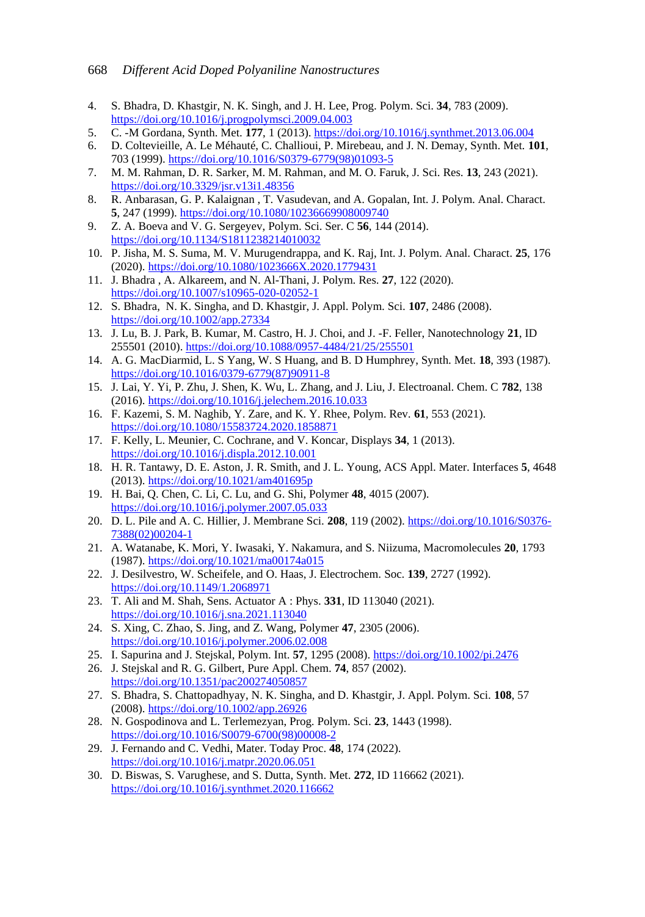4. S. Bhadra, D. Khastgir, N. K. Singh, and J. H. Lee, Prog. Polym. Sci. **34**, 783 (2009). https://doi.org/10.1016/j.progpolymsci.2009.04.003
5. C. -M Gordana, Synth. Met. **177**, 1 (2013). https://doi.org/10.1016/j.synthmet.2013.06.004
6. D. Coltevieille, A. Le Méhauté, C. Challioui, P. Mirebeau, and J. N. Demay, Synth. Met. **101**, 703 (1999). https://doi.org/10.1016/S0379-6779(98)01093-5
7. M. M. Rahman, D. R. Sarker, M. M. Rahman, and M. O. Faruk, J. Sci. Res. **13**, 243 (2021). https://doi.org/10.3329/jsr.v13i1.48356
8. R. Anbarasan, G. P. Kalaignan , T. Vasudevan, and A. Gopalan, Int. J. Polym. Anal. Charact. **5**, 247 (1999). https://doi.org/10.1080/10236669908009740
9. Z. A. Boeva and V. G. Sergeyev, Polym. Sci. Ser. C **56**, 144 (2014). https://doi.org/10.1134/S1811238214010032
10. P. Jisha, M. S. Suma, M. V. Murugendrappa, and K. Raj, Int. J. Polym. Anal. Charact. **25**, 176 (2020). https://doi.org/10.1080/1023666X.2020.1779431
11. J. Bhadra , A. Alkareem, and N. Al-Thani, J. Polym. Res. **27**, 122 (2020). https://doi.org/10.1007/s10965-020-02052-1
12. S. Bhadra, N. K. Singha, and D. Khastgir, J. Appl. Polym. Sci. **107**, 2486 (2008). https://doi.org/10.1002/app.27334
13. J. Lu, B. J. Park, B. Kumar, M. Castro, H. J. Choi, and J. -F. Feller, Nanotechnology **21**, ID 255501 (2010). https://doi.org/10.1088/0957-4484/21/25/255501
14. A. G. MacDiarmid, L. S Yang, W. S Huang, and B. D Humphrey, Synth. Met. **18**, 393 (1987). https://doi.org/10.1016/0379-6779(87)90911-8
15. J. Lai, Y. Yi, P. Zhu, J. Shen, K. Wu, L. Zhang, and J. Liu, J. Electroanal. Chem. C **782**, 138 (2016). https://doi.org/10.1016/j.jelechem.2016.10.033
16. F. Kazemi, S. M. Naghib, Y. Zare, and K. Y. Rhee, Polym. Rev. **61**, 553 (2021). https://doi.org/10.1080/15583724.2020.1858871
17. F. Kelly, L. Meunier, C. Cochrane, and V. Koncar, Displays **34**, 1 (2013). https://doi.org/10.1016/j.displa.2012.10.001
18. H. R. Tantawy, D. E. Aston, J. R. Smith, and J. L. Young, ACS Appl. Mater. Interfaces **5**, 4648 (2013). https://doi.org/10.1021/am401695p
19. H. Bai, Q. Chen, C. Li, C. Lu, and G. Shi, Polymer **48**, 4015 (2007). https://doi.org/10.1016/j.polymer.2007.05.033
20. D. L. Pile and A. C. Hillier, J. Membrane Sci. **208**, 119 (2002). https://doi.org/10.1016/S0376-7388(02)00204-1
21. A. Watanabe, K. Mori, Y. Iwasaki, Y. Nakamura, and S. Niizuma, Macromolecules **20**, 1793 (1987). https://doi.org/10.1021/ma00174a015
22. J. Desilvestro, W. Scheifele, and O. Haas, J. Electrochem. Soc. **139**, 2727 (1992). https://doi.org/10.1149/1.2068971
23. T. Ali and M. Shah, Sens. Actuator A : Phys. **331**, ID 113040 (2021). https://doi.org/10.1016/j.sna.2021.113040
24. S. Xing, C. Zhao, S. Jing, and Z. Wang, Polymer **47**, 2305 (2006). https://doi.org/10.1016/j.polymer.2006.02.008
25. I. Sapurina and J. Stejskal, Polym. Int. **57**, 1295 (2008). https://doi.org/10.1002/pi.2476
26. J. Stejskal and R. G. Gilbert, Pure Appl. Chem. **74**, 857 (2002). https://doi.org/10.1351/pac200274050857
27. S. Bhadra, S. Chattopadhyay, N. K. Singha, and D. Khastgir, J. Appl. Polym. Sci. **108**, 57 (2008). https://doi.org/10.1002/app.26926
28. N. Gospodinova and L. Terlemezyan, Prog. Polym. Sci. **23**, 1443 (1998). https://doi.org/10.1016/S0079-6700(98)00008-2
29. J. Fernando and C. Vedhi, Mater. Today Proc. **48**, 174 (2022). https://doi.org/10.1016/j.matpr.2020.06.051
30. D. Biswas, S. Varughese, and S. Dutta, Synth. Met. **272**, ID 116662 (2021). https://doi.org/10.1016/j.synthmet.2020.116662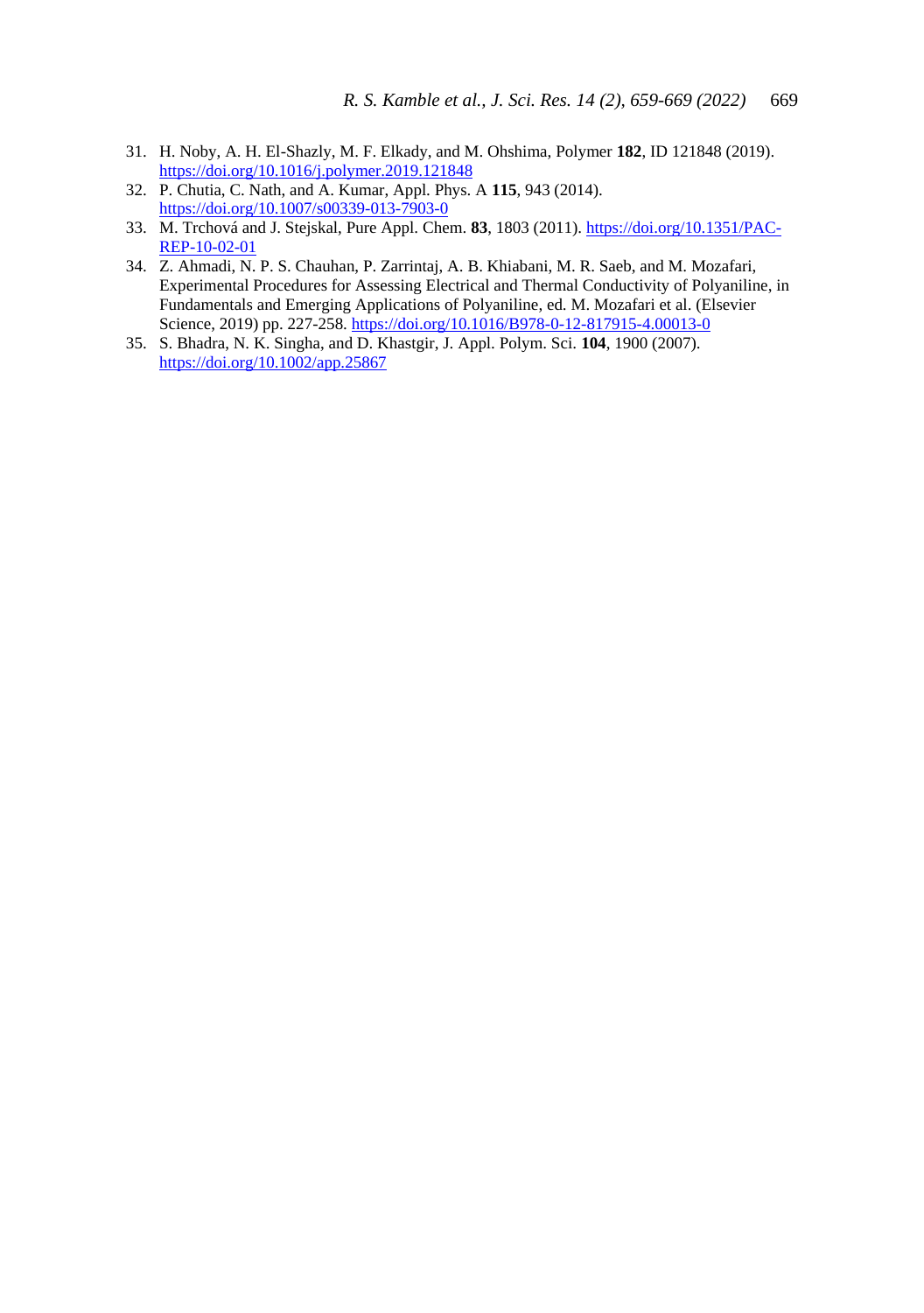31. H. Noby, A. H. El-Shazly, M. F. Elkady, and M. Ohshima, Polymer **182**, ID 121848 (2019). https://doi.org/10.1016/j.polymer.2019.121848
32. P. Chutia, C. Nath, and A. Kumar, Appl. Phys. A **115**, 943 (2014). https://doi.org/10.1007/s00339-013-7903-0
33. M. Trchová and J. Stejskal, Pure Appl. Chem. **83**, 1803 (2011). https://doi.org/10.1351/PAC-REP-10-02-01
34. Z. Ahmadi, N. P. S. Chauhan, P. Zarrintaj, A. B. Khiabani, M. R. Saeb, and M. Mozafari, Experimental Procedures for Assessing Electrical and Thermal Conductivity of Polyaniline, in Fundamentals and Emerging Applications of Polyaniline, ed. M. Mozafari et al. (Elsevier Science, 2019) pp. 227-258. https://doi.org/10.1016/B978-0-12-817915-4.00013-0
35. S. Bhadra, N. K. Singha, and D. Khastgir, J. Appl. Polym. Sci. **104**, 1900 (2007). https://doi.org/10.1002/app.25867